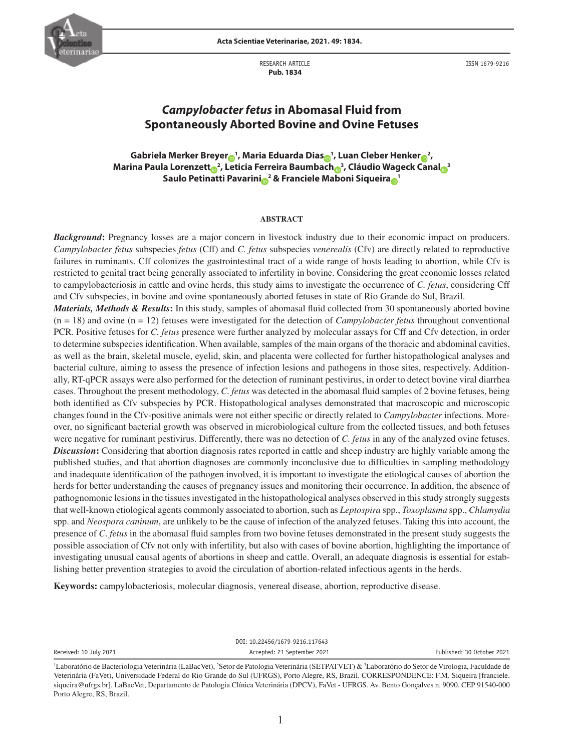RESEARCH ARTICLE
**Pub. 1834**

ISSN 1679-9216

# *Campylobacter fetus* in Abomasal Fluid from Spontaneously Aborted Bovine and Ovine Fetuses

**Gabriela Merker Breyer[1], Maria Eduarda Dias[1], Luan Cleber Henker[2], Marina Paula Lorenzett[2], Leticia Ferreira Baumbach[3], Cláudio Wageck Canal[3] Saulo Petinatti Pavarini[2] & Franciele Maboni Siqueira[1]**

## ABSTRACT

***Background*:** Pregnancy losses are a major concern in livestock industry due to their economic impact on producers. *Campylobacter fetus* subspecies *fetus* (Cff) and *C. fetus* subspecies *venerealis* (Cfv) are directly related to reproductive failures in ruminants. Cff colonizes the gastrointestinal tract of a wide range of hosts leading to abortion, while Cfv is restricted to genital tract being generally associated to infertility in bovine. Considering the great economic losses related to campylobacteriosis in cattle and ovine herds, this study aims to investigate the occurrence of *C. fetus*, considering Cff and Cfv subspecies, in bovine and ovine spontaneously aborted fetuses in state of Rio Grande do Sul, Brazil.

***Materials, Methods & Results*:** In this study, samples of abomasal fluid collected from 30 spontaneously aborted bovine (n = 18) and ovine (n = 12) fetuses were investigated for the detection of *Campylobacter fetus* throughout conventional PCR. Positive fetuses for *C. fetus* presence were further analyzed by molecular assays for Cff and Cfv detection, in order to determine subspecies identification. When available, samples of the main organs of the thoracic and abdominal cavities, as well as the brain, skeletal muscle, eyelid, skin, and placenta were collected for further histopathological analyses and bacterial culture, aiming to assess the presence of infection lesions and pathogens in those sites, respectively. Additionally, RT-qPCR assays were also performed for the detection of ruminant pestivirus, in order to detect bovine viral diarrhea cases. Throughout the present methodology, *C. fetus* was detected in the abomasal fluid samples of 2 bovine fetuses, being both identified as Cfv subspecies by PCR. Histopathological analyses demonstrated that macroscopic and microscopic changes found in the Cfv-positive animals were not either specific or directly related to *Campylobacter* infections. Moreover, no significant bacterial growth was observed in microbiological culture from the collected tissues, and both fetuses were negative for ruminant pestivirus. Differently, there was no detection of *C. fetus* in any of the analyzed ovine fetuses.

***Discussion*:** Considering that abortion diagnosis rates reported in cattle and sheep industry are highly variable among the published studies, and that abortion diagnoses are commonly inconclusive due to difficulties in sampling methodology and inadequate identification of the pathogen involved, it is important to investigate the etiological causes of abortion the herds for better understanding the causes of pregnancy issues and monitoring their occurrence. In addition, the absence of pathognomonic lesions in the tissues investigated in the histopathological analyses observed in this study strongly suggests that well-known etiological agents commonly associated to abortion, such as *Leptospira* spp., *Toxoplasma* spp., *Chlamydia* spp. and *Neospora caninum*, are unlikely to be the cause of infection of the analyzed fetuses. Taking this into account, the presence of *C. fetus* in the abomasal fluid samples from two bovine fetuses demonstrated in the present study suggests the possible association of Cfv not only with infertility, but also with cases of bovine abortion, highlighting the importance of investigating unusual causal agents of abortions in sheep and cattle. Overall, an adequate diagnosis is essential for establishing better prevention strategies to avoid the circulation of abortion-related infectious agents in the herds.

**Keywords:** campylobacteriosis, molecular diagnosis, venereal disease, abortion, reproductive disease.

DOI: 10.22456/1679-9216.117643

Received: 10 July 2021 | Accepted: 21 September 2021 | Published: 30 October 2021

[1]Laboratório de Bacteriologia Veterinária (LaBacVet), [2]Setor de Patologia Veterinária (SETPATVET) & [3]Laboratório do Setor de Virologia, Faculdade de Veterinária (FaVet), Universidade Federal do Rio Grande do Sul (UFRGS), Porto Alegre, RS, Brazil. CORRESPONDENCE: F.M. Siqueira [franciele.siqueira@ufrgs.br]. LaBacVet, Departamento de Patologia Clínica Veterinária (DPCV), FaVet - UFRGS. Av. Bento Gonçalves n. 9090. CEP 91540-000 Porto Alegre, RS, Brazil.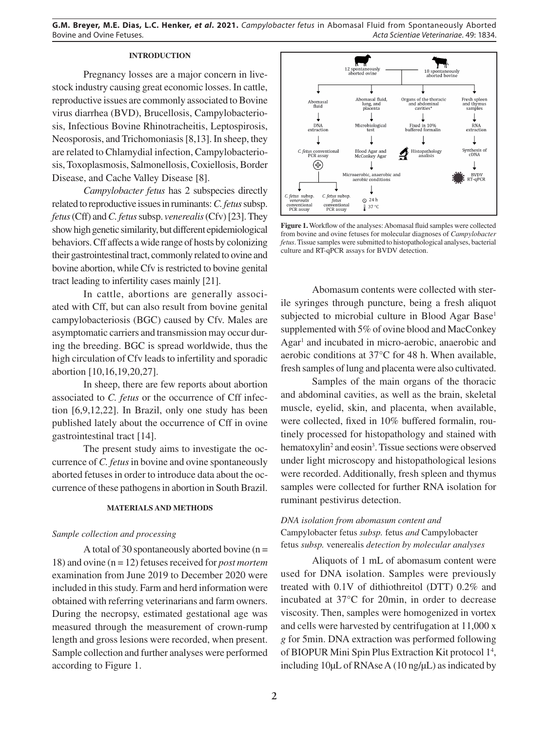## INTRODUCTION

Pregnancy losses are a major concern in livestock industry causing great economic losses. In cattle, reproductive issues are commonly associated to Bovine virus diarrhea (BVD), Brucellosis, Campylobacteriosis, Infectious Bovine Rhinotracheitis, Leptospirosis, Neosporosis, and Trichomoniasis [8,13]. In sheep, they are related to Chlamydial infection, Campylobacteriosis, Toxoplasmosis, Salmonellosis, Coxiellosis, Border Disease, and Cache Valley Disease [8].

*Campylobacter fetus* has 2 subspecies directly related to reproductive issues in ruminants: *C. fetus* subsp. *fetus* (Cff) and *C. fetus* subsp. *venerealis* (Cfv) [23]. They show high genetic similarity, but different epidemiological behaviors. Cff affects a wide range of hosts by colonizing their gastrointestinal tract, commonly related to ovine and bovine abortion, while Cfv is restricted to bovine genital tract leading to infertility cases mainly [21].

In cattle, abortions are generally associated with Cff, but can also result from bovine genital campylobacteriosis (BGC) caused by Cfv. Males are asymptomatic carriers and transmission may occur during the breeding. BGC is spread worldwide, thus the high circulation of Cfv leads to infertility and sporadic abortion [10,16,19,20,27].

In sheep, there are few reports about abortion associated to *C. fetus* or the occurrence of Cff infection [6,9,12,22]. In Brazil, only one study has been published lately about the occurrence of Cff in ovine gastrointestinal tract [14].

The present study aims to investigate the occurrence of *C. fetus* in bovine and ovine spontaneously aborted fetuses in order to introduce data about the occurrence of these pathogens in abortion in South Brazil.

## MATERIALS AND METHODS

### *Sample collection and processing*

A total of 30 spontaneously aborted bovine (n = 18) and ovine (n = 12) fetuses received for *post mortem* examination from June 2019 to December 2020 were included in this study. Farm and herd information were obtained with referring veterinarians and farm owners. During the necropsy, estimated gestational age was measured through the measurement of crown-rump length and gross lesions were recorded, when present. Sample collection and further analyses were performed according to Figure 1.

12 spontaneously aborted ovine — 18 spontaneously aborted bovine

| Abomasal fluid | Abomasal fluid, lung, and placenta | Organs of the thoracic and abdominal cavities* | Fresh spleen and thymus samples |
|---|---|---|---|
| DNA extraction | Microbiological test | Fixed in 10% buffered formalin | RNA extraction |
| *C. fetus* conventional PCR assay | Blood Agar and McConkey Agar | Histopathology analisis | Synthesis of cDNA |
| (+) → *C. fetus* subsp. *venerealis* conventional PCR assay; *C. fetus* subsp. *fetus* conventional PCR assay | Microaerobic, anaerobic and aerobic conditions → 24 h, 37 °C | | BVDV RT-qPCR |

**Figure 1.** Workflow of the analyses: Abomasal fluid samples were collected from bovine and ovine fetuses for molecular diagnoses of *Campylobacter fetus*. Tissue samples were submitted to histopathological analyses, bacterial culture and RT-qPCR assays for BVDV detection.

Abomasum contents were collected with sterile syringes through puncture, being a fresh aliquot subjected to microbial culture in Blood Agar Base[1] supplemented with 5% of ovine blood and MacConkey Agar[1] and incubated in micro-aerobic, anaerobic and aerobic conditions at 37°C for 48 h. When available, fresh samples of lung and placenta were also cultivated.

Samples of the main organs of the thoracic and abdominal cavities, as well as the brain, skeletal muscle, eyelid, skin, and placenta, when available, were collected, fixed in 10% buffered formalin, routinely processed for histopathology and stained with hematoxylin[2] and eosin[3]. Tissue sections were observed under light microscopy and histopathological lesions were recorded. Additionally, fresh spleen and thymus samples were collected for further RNA isolation for ruminant pestivirus detection.

### *DNA isolation from abomasum content and* Campylobacter fetus *subsp.* fetus *and* Campylobacter fetus *subsp.* venerealis *detection by molecular analyses*

Aliquots of 1 mL of abomasum content were used for DNA isolation. Samples were previously treated with 0.1V of dithiothreitol (DTT) 0.2% and incubated at 37°C for 20min, in order to decrease viscosity. Then, samples were homogenized in vortex and cells were harvested by centrifugation at 11,000 x *g* for 5min. DNA extraction was performed following of BIOPUR Mini Spin Plus Extraction Kit protocol 1[4], including 10μL of RNAse A (10 ng/μL) as indicated by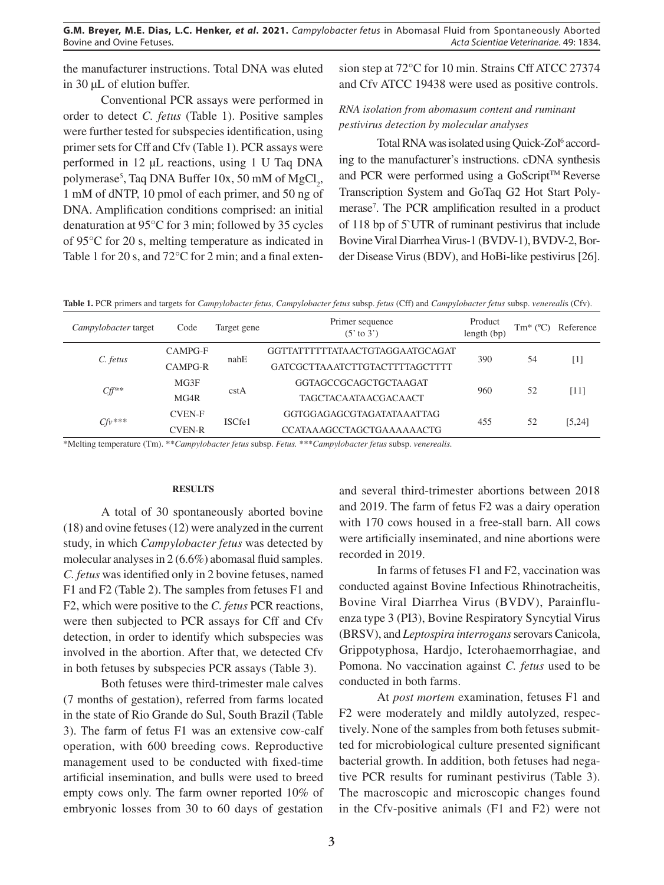the manufacturer instructions. Total DNA was eluted in 30 µL of elution buffer.

Conventional PCR assays were performed in order to detect *C. fetus* (Table 1). Positive samples were further tested for subspecies identification, using primer sets for Cff and Cfv (Table 1). PCR assays were performed in 12 µL reactions, using 1 U Taq DNA polymerase[5], Taq DNA Buffer 10x, 50 mM of $MgCl_2$, 1 mM of dNTP, 10 pmol of each primer, and 50 ng of DNA. Amplification conditions comprised: an initial denaturation at 95°C for 3 min; followed by 35 cycles of 95°C for 20 s, melting temperature as indicated in Table 1 for 20 s, and 72°C for 2 min; and a final extension step at 72°C for 10 min. Strains Cff ATCC 27374 and Cfv ATCC 19438 were used as positive controls.

*RNA isolation from abomasum content and ruminant pestivirus detection by molecular analyses*

Total RNA was isolated using Quick-Zol[6] according to the manufacturer's instructions. cDNA synthesis and PCR were performed using a GoScript™ Reverse Transcription System and GoTaq G2 Hot Start Polymerase[7]. The PCR amplification resulted in a product of 118 bp of 5`UTR of ruminant pestivirus that include Bovine Viral Diarrhea Virus-1 (BVDV-1), BVDV-2, Border Disease Virus (BDV), and HoBi-like pestivirus [26].

**Table 1.** PCR primers and targets for *Campylobacter fetus, Campylobacter fetus* subsp. *fetus* (Cff) and *Campylobacter fetus* subsp. *venerealis* (Cfv).

| *Campylobacter* target | Code | Target gene | Primer sequence (5' to 3') | Product length (bp) | Tm* (ºC) | Reference |
|---|---|---|---|---|---|---|
| *C. fetus* | CAMPG-F | nahE | GGTTATTTTTATAACTGTAGGAATGCAGAT | 390 | 54 | [1] |
| | CAMPG-R | | GATCGCTTAAATCTTGTACTTTTAGCTTTT | | | |
| *Cff*** | MG3F | cstA | GGTAGCCGCAGCTGCTAAGAT | 960 | 52 | [11] |
| | MG4R | | TAGCTACAATAACGACAACT | | | |
| *Cfv**** | CVEN-F | ISCfe1 | GGTGGAGAGCGTAGATATAAATTAG | 455 | 52 | [5,24] |
| | CVEN-R | | CCATAAAGCCTAGCTGAAAAAACTG | | | |

*Melting temperature (Tm). ***Campylobacter fetus* subsp. *Fetus.* ****Campylobacter fetus* subsp. *venerealis.*

## RESULTS

A total of 30 spontaneously aborted bovine (18) and ovine fetuses (12) were analyzed in the current study, in which *Campylobacter fetus* was detected by molecular analyses in 2 (6.6%) abomasal fluid samples. *C. fetus* was identified only in 2 bovine fetuses, named F1 and F2 (Table 2). The samples from fetuses F1 and F2, which were positive to the *C. fetus* PCR reactions, were then subjected to PCR assays for Cff and Cfv detection, in order to identify which subspecies was involved in the abortion. After that, we detected Cfv in both fetuses by subspecies PCR assays (Table 3).

Both fetuses were third-trimester male calves (7 months of gestation), referred from farms located in the state of Rio Grande do Sul, South Brazil (Table 3). The farm of fetus F1 was an extensive cow-calf operation, with 600 breeding cows. Reproductive management used to be conducted with fixed-time artificial insemination, and bulls were used to breed empty cows only. The farm owner reported 10% of embryonic losses from 30 to 60 days of gestation and several third-trimester abortions between 2018 and 2019. The farm of fetus F2 was a dairy operation with 170 cows housed in a free-stall barn. All cows were artificially inseminated, and nine abortions were recorded in 2019.

In farms of fetuses F1 and F2, vaccination was conducted against Bovine Infectious Rhinotracheitis, Bovine Viral Diarrhea Virus (BVDV), Parainfluenza type 3 (PI3), Bovine Respiratory Syncytial Virus (BRSV), and *Leptospira interrogans* serovars Canicola, Grippotyphosa, Hardjo, Icterohaemorrhagiae, and Pomona. No vaccination against *C. fetus* used to be conducted in both farms.

At *post mortem* examination, fetuses F1 and F2 were moderately and mildly autolyzed, respectively. None of the samples from both fetuses submitted for microbiological culture presented significant bacterial growth. In addition, both fetuses had negative PCR results for ruminant pestivirus (Table 3). The macroscopic and microscopic changes found in the Cfv-positive animals (F1 and F2) were not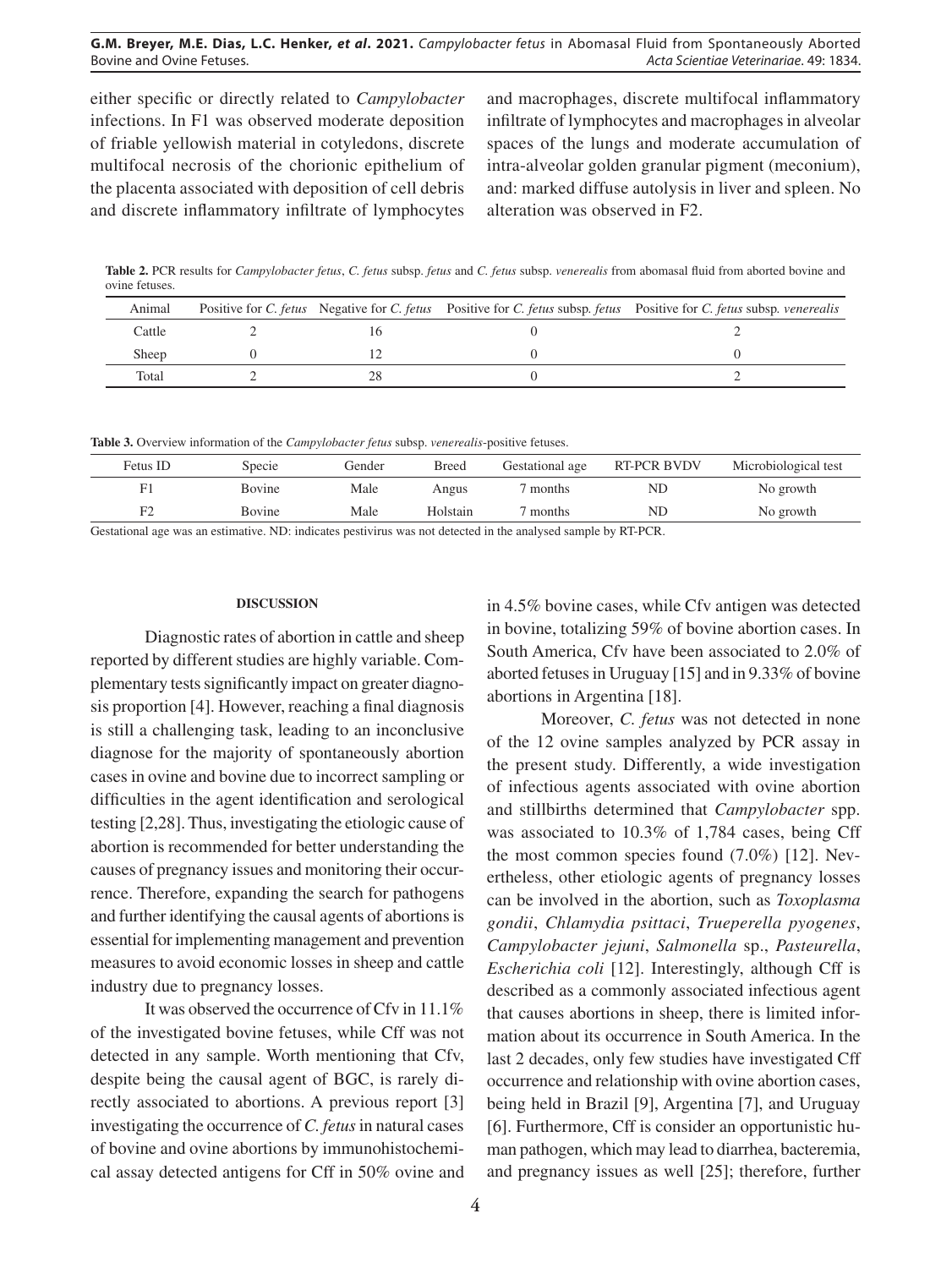either specific or directly related to *Campylobacter* infections. In F1 was observed moderate deposition of friable yellowish material in cotyledons, discrete multifocal necrosis of the chorionic epithelium of the placenta associated with deposition of cell debris and discrete inflammatory infiltrate of lymphocytes and macrophages, discrete multifocal inflammatory infiltrate of lymphocytes and macrophages in alveolar spaces of the lungs and moderate accumulation of intra-alveolar golden granular pigment (meconium), and: marked diffuse autolysis in liver and spleen. No alteration was observed in F2.

**Table 2.** PCR results for *Campylobacter fetus*, *C. fetus* subsp. *fetus* and *C. fetus* subsp. *venerealis* from abomasal fluid from aborted bovine and ovine fetuses.

| Animal | Positive for *C. fetus* | Negative for *C. fetus* | Positive for *C. fetus* subsp. *fetus* | Positive for *C. fetus* subsp. *venerealis* |
|---|---|---|---|---|
| Cattle | 2 | 16 | 0 | 2 |
| Sheep | 0 | 12 | 0 | 0 |
| Total | 2 | 28 | 0 | 2 |

**Table 3.** Overview information of the *Campylobacter fetus* subsp. *venerealis*-positive fetuses.

| Fetus ID | Specie | Gender | Breed | Gestational age | RT-PCR BVDV | Microbiological test |
|---|---|---|---|---|---|---|
| F1 | Bovine | Male | Angus | 7 months | ND | No growth |
| F2 | Bovine | Male | Holstain | 7 months | ND | No growth |

Gestational age was an estimative. ND: indicates pestivirus was not detected in the analysed sample by RT-PCR.

## DISCUSSION

Diagnostic rates of abortion in cattle and sheep reported by different studies are highly variable. Complementary tests significantly impact on greater diagnosis proportion [4]. However, reaching a final diagnosis is still a challenging task, leading to an inconclusive diagnose for the majority of spontaneously abortion cases in ovine and bovine due to incorrect sampling or difficulties in the agent identification and serological testing [2,28]. Thus, investigating the etiologic cause of abortion is recommended for better understanding the causes of pregnancy issues and monitoring their occurrence. Therefore, expanding the search for pathogens and further identifying the causal agents of abortions is essential for implementing management and prevention measures to avoid economic losses in sheep and cattle industry due to pregnancy losses.

It was observed the occurrence of Cfv in 11.1% of the investigated bovine fetuses, while Cff was not detected in any sample. Worth mentioning that Cfv, despite being the causal agent of BGC, is rarely directly associated to abortions. A previous report [3] investigating the occurrence of *C. fetus* in natural cases of bovine and ovine abortions by immunohistochemical assay detected antigens for Cff in 50% ovine and in 4.5% bovine cases, while Cfv antigen was detected in bovine, totalizing 59% of bovine abortion cases. In South America, Cfv have been associated to 2.0% of aborted fetuses in Uruguay [15] and in 9.33% of bovine abortions in Argentina [18].

Moreover, *C. fetus* was not detected in none of the 12 ovine samples analyzed by PCR assay in the present study. Differently, a wide investigation of infectious agents associated with ovine abortion and stillbirths determined that *Campylobacter* spp. was associated to 10.3% of 1,784 cases, being Cff the most common species found (7.0%) [12]. Nevertheless, other etiologic agents of pregnancy losses can be involved in the abortion, such as *Toxoplasma gondii*, *Chlamydia psittaci*, *Trueperella pyogenes*, *Campylobacter jejuni*, *Salmonella* sp., *Pasteurella*, *Escherichia coli* [12]. Interestingly, although Cff is described as a commonly associated infectious agent that causes abortions in sheep, there is limited information about its occurrence in South America. In the last 2 decades, only few studies have investigated Cff occurrence and relationship with ovine abortion cases, being held in Brazil [9], Argentina [7], and Uruguay [6]. Furthermore, Cff is consider an opportunistic human pathogen, which may lead to diarrhea, bacteremia, and pregnancy issues as well [25]; therefore, further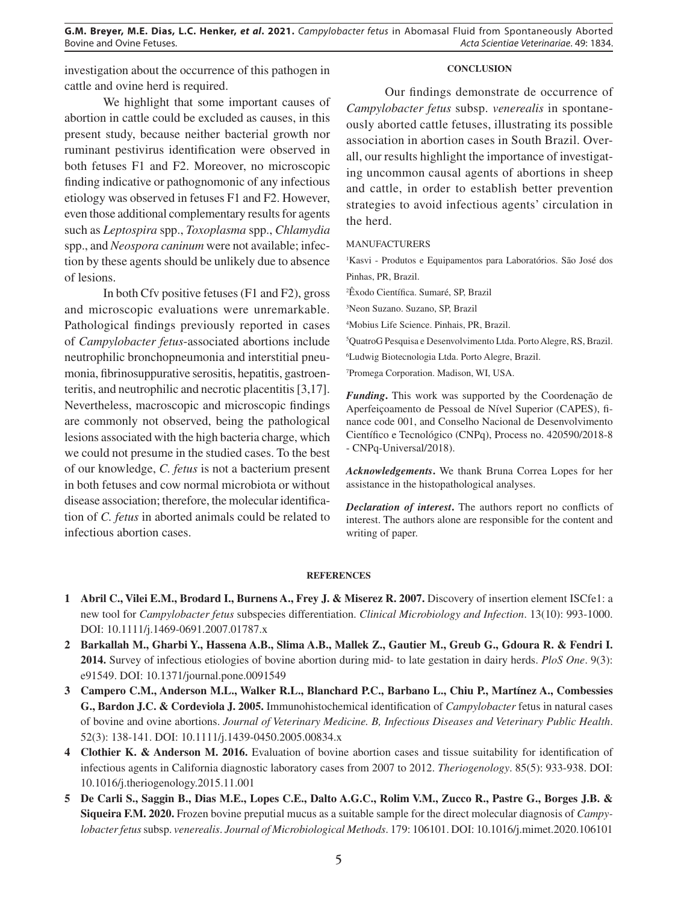investigation about the occurrence of this pathogen in cattle and ovine herd is required.

We highlight that some important causes of abortion in cattle could be excluded as causes, in this present study, because neither bacterial growth nor ruminant pestivirus identification were observed in both fetuses F1 and F2. Moreover, no microscopic finding indicative or pathognomonic of any infectious etiology was observed in fetuses F1 and F2. However, even those additional complementary results for agents such as *Leptospira* spp., *Toxoplasma* spp., *Chlamydia* spp., and *Neospora caninum* were not available; infection by these agents should be unlikely due to absence of lesions.

In both Cfv positive fetuses (F1 and F2), gross and microscopic evaluations were unremarkable. Pathological findings previously reported in cases of *Campylobacter fetus*-associated abortions include neutrophilic bronchopneumonia and interstitial pneumonia, fibrinosuppurative serositis, hepatitis, gastroenteritis, and neutrophilic and necrotic placentitis [3,17]. Nevertheless, macroscopic and microscopic findings are commonly not observed, being the pathological lesions associated with the high bacteria charge, which we could not presume in the studied cases. To the best of our knowledge, *C. fetus* is not a bacterium present in both fetuses and cow normal microbiota or without disease association; therefore, the molecular identification of *C. fetus* in aborted animals could be related to infectious abortion cases.

## CONCLUSION

Our findings demonstrate de occurrence of *Campylobacter fetus* subsp. *venerealis* in spontaneously aborted cattle fetuses, illustrating its possible association in abortion cases in South Brazil. Overall, our results highlight the importance of investigating uncommon causal agents of abortions in sheep and cattle, in order to establish better prevention strategies to avoid infectious agents' circulation in the herd.

MANUFACTURERS

[1]Kasvi - Produtos e Equipamentos para Laboratórios. São José dos Pinhas, PR, Brazil.

[2]Êxodo Científica. Sumaré, SP, Brazil

[3]Neon Suzano. Suzano, SP, Brazil

[4]Mobius Life Science. Pinhais, PR, Brazil.

[5]QuatroG Pesquisa e Desenvolvimento Ltda. Porto Alegre, RS, Brazil.

[6]Ludwig Biotecnologia Ltda. Porto Alegre, Brazil.

[7]Promega Corporation. Madison, WI, USA.

***Funding*.** This work was supported by the Coordenação de Aperfeiçoamento de Pessoal de Nível Superior (CAPES), finance code 001, and Conselho Nacional de Desenvolvimento Científico e Tecnológico (CNPq), Process no. 420590/2018-8 - CNPq-Universal/2018).

***Acknowledgements*.** We thank Bruna Correa Lopes for her assistance in the histopathological analyses.

***Declaration of interest*.** The authors report no conflicts of interest. The authors alone are responsible for the content and writing of paper.

## REFERENCES

**1 Abril C., Vilei E.M., Brodard I., Burnens A., Frey J. & Miserez R. 2007.** Discovery of insertion element ISCfe1: a new tool for *Campylobacter fetus* subspecies differentiation. *Clinical Microbiology and Infection*. 13(10): 993-1000. DOI: 10.1111/j.1469-0691.2007.01787.x

**2 Barkallah M., Gharbi Y., Hassena A.B., Slima A.B., Mallek Z., Gautier M., Greub G., Gdoura R. & Fendri I. 2014.** Survey of infectious etiologies of bovine abortion during mid- to late gestation in dairy herds. *PloS One*. 9(3): e91549. DOI: 10.1371/journal.pone.0091549

**3 Campero C.M., Anderson M.L., Walker R.L., Blanchard P.C., Barbano L., Chiu P., Martínez A., Combessies G., Bardon J.C. & Cordeviola J. 2005.** Immunohistochemical identification of *Campylobacter* fetus in natural cases of bovine and ovine abortions. *Journal of Veterinary Medicine. B, Infectious Diseases and Veterinary Public Health*. 52(3): 138-141. DOI: 10.1111/j.1439-0450.2005.00834.x

**4 Clothier K. & Anderson M. 2016.** Evaluation of bovine abortion cases and tissue suitability for identification of infectious agents in California diagnostic laboratory cases from 2007 to 2012. *Theriogenology*. 85(5): 933-938. DOI: 10.1016/j.theriogenology.2015.11.001

**5 De Carli S., Saggin B., Dias M.E., Lopes C.E., Dalto A.G.C., Rolim V.M., Zucco R., Pastre G., Borges J.B. & Siqueira F.M. 2020.** Frozen bovine preputial mucus as a suitable sample for the direct molecular diagnosis of *Campylobacter fetus* subsp. *venerealis*. *Journal of Microbiological Methods*. 179: 106101. DOI: 10.1016/j.mimet.2020.106101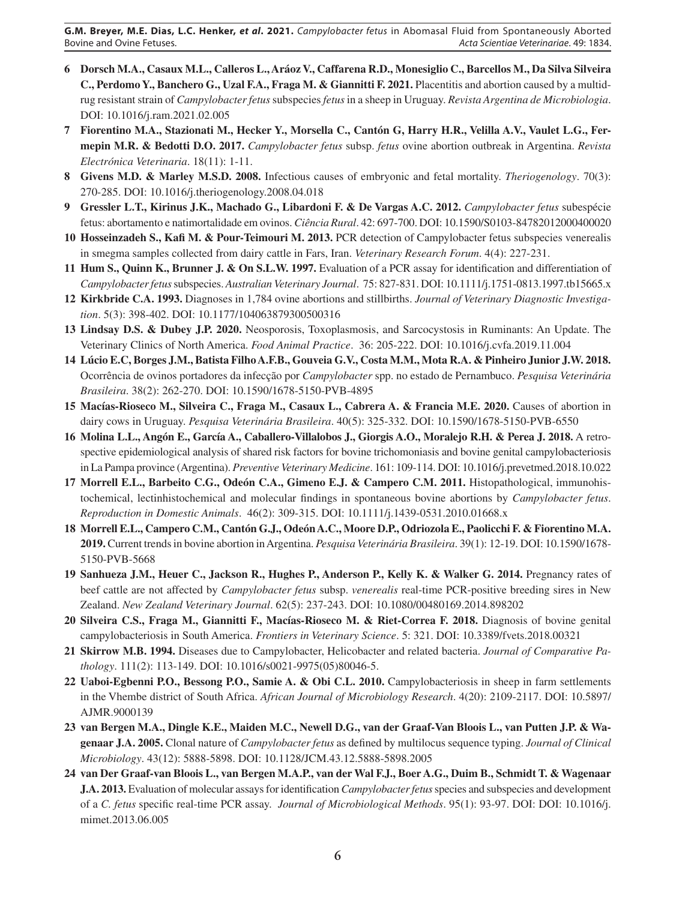**6 Dorsch M.A., Casaux M.L., Calleros L., Aráoz V., Caffarena R.D., Monesiglio C., Barcellos M., Da Silva Silveira C., Perdomo Y., Banchero G., Uzal F.A., Fraga M. & Giannitti F. 2021.** Placentitis and abortion caused by a multidrug resistant strain of *Campylobacter fetus* subspecies *fetus* in a sheep in Uruguay. *Revista Argentina de Microbiología*. DOI: 10.1016/j.ram.2021.02.005

**7 Fiorentino M.A., Stazionati M., Hecker Y., Morsella C., Cantón G, Harry H.R., Velilla A.V., Vaulet L.G., Fermepin M.R. & Bedotti D.O. 2017.** *Campylobacter fetus* subsp. *fetus* ovine abortion outbreak in Argentina. *Revista Electrónica Veterinaria*. 18(11): 1-11.

**8 Givens M.D. & Marley M.S.D. 2008.** Infectious causes of embryonic and fetal mortality. *Theriogenology*. 70(3): 270-285. DOI: 10.1016/j.theriogenology.2008.04.018

**9 Gressler L.T., Kirinus J.K., Machado G., Libardoni F. & De Vargas A.C. 2012.** *Campylobacter fetus* subespécie fetus: abortamento e natimortalidade em ovinos. *Ciência Rural*. 42: 697-700. DOI: 10.1590/S0103-84782012000400020

**10 Hosseinzadeh S., Kafi M. & Pour-Teimouri M. 2013.** PCR detection of Campylobacter fetus subspecies venerealis in smegma samples collected from dairy cattle in Fars, Iran. *Veterinary Research Forum*. 4(4): 227-231.

**11 Hum S., Quinn K., Brunner J. & On S.L.W. 1997.** Evaluation of a PCR assay for identification and differentiation of *Campylobacter fetus* subspecies. *Australian Veterinary Journal*. 75: 827-831. DOI: 10.1111/j.1751-0813.1997.tb15665.x

**12 Kirkbride C.A. 1993.** Diagnoses in 1,784 ovine abortions and stillbirths. *Journal of Veterinary Diagnostic Investigation*. 5(3): 398-402. DOI: 10.1177/104063879300500316

**13 Lindsay D.S. & Dubey J.P. 2020.** Neosporosis, Toxoplasmosis, and Sarcocystosis in Ruminants: An Update. The Veterinary Clinics of North America. *Food Animal Practice*. 36: 205-222. DOI: 10.1016/j.cvfa.2019.11.004

**14 Lúcio E.C, Borges J.M., Batista Filho A.F.B., Gouveia G.V., Costa M.M., Mota R.A. & Pinheiro Junior J.W. 2018.** Ocorrência de ovinos portadores da infecção por *Campylobacter* spp. no estado de Pernambuco. *Pesquisa Veterinária Brasileira*. 38(2): 262-270. DOI: 10.1590/1678-5150-PVB-4895

**15 Macías-Rioseco M., Silveira C., Fraga M., Casaux L., Cabrera A. & Francia M.E. 2020.** Causes of abortion in dairy cows in Uruguay. *Pesquisa Veterinária Brasileira*. 40(5): 325-332. DOI: 10.1590/1678-5150-PVB-6550

**16 Molina L.L., Angón E., García A., Caballero-Villalobos J., Giorgis A.O., Moralejo R.H. & Perea J. 2018.** A retrospective epidemiological analysis of shared risk factors for bovine trichomoniasis and bovine genital campylobacteriosis in La Pampa province (Argentina). *Preventive Veterinary Medicine*. 161: 109-114. DOI: 10.1016/j.prevetmed.2018.10.022

**17 Morrell E.L., Barbeito C.G., Odeón C.A., Gimeno E.J. & Campero C.M. 2011.** Histopathological, immunohistochemical, lectinhistochemical and molecular findings in spontaneous bovine abortions by *Campylobacter fetus*. *Reproduction in Domestic Animals*. 46(2): 309-315. DOI: 10.1111/j.1439-0531.2010.01668.x

**18 Morrell E.L., Campero C.M., Cantón G.J., Odeón A.C., Moore D.P., Odriozola E., Paolicchi F. & Fiorentino M.A. 2019.** Current trends in bovine abortion in Argentina. *Pesquisa Veterinária Brasileira*. 39(1): 12-19. DOI: 10.1590/1678-5150-PVB-5668

**19 Sanhueza J.M., Heuer C., Jackson R., Hughes P., Anderson P., Kelly K. & Walker G. 2014.** Pregnancy rates of beef cattle are not affected by *Campylobacter fetus* subsp. *venerealis* real-time PCR-positive breeding sires in New Zealand. *New Zealand Veterinary Journal*. 62(5): 237-243. DOI: 10.1080/00480169.2014.898202

**20 Silveira C.S., Fraga M., Giannitti F., Macías-Rioseco M. & Riet-Correa F. 2018.** Diagnosis of bovine genital campylobacteriosis in South America. *Frontiers in Veterinary Science*. 5: 321. DOI: 10.3389/fvets.2018.00321

**21 Skirrow M.B. 1994.** Diseases due to Campylobacter, Helicobacter and related bacteria. *Journal of Comparative Pathology*. 111(2): 113-149. DOI: 10.1016/s0021-9975(05)80046-5.

**22 Uaboi-Egbenni P.O., Bessong P.O., Samie A. & Obi C.L. 2010.** Campylobacteriosis in sheep in farm settlements in the Vhembe district of South Africa. *African Journal of Microbiology Research*. 4(20): 2109-2117. DOI: 10.5897/AJMR.9000139

**23 van Bergen M.A., Dingle K.E., Maiden M.C., Newell D.G., van der Graaf-Van Bloois L., van Putten J.P. & Wagenaar J.A. 2005.** Clonal nature of *Campylobacter fetus* as defined by multilocus sequence typing. *Journal of Clinical Microbiology*. 43(12): 5888-5898. DOI: 10.1128/JCM.43.12.5888-5898.2005

**24 van Der Graaf-van Bloois L., van Bergen M.A.P., van der Wal F.J., Boer A.G., Duim B., Schmidt T. & Wagenaar J.A. 2013.** Evaluation of molecular assays for identification *Campylobacter fetus* species and subspecies and development of a *C. fetus* specific real-time PCR assay. *Journal of Microbiological Methods*. 95(1): 93-97. DOI: DOI: 10.1016/j.mimet.2013.06.005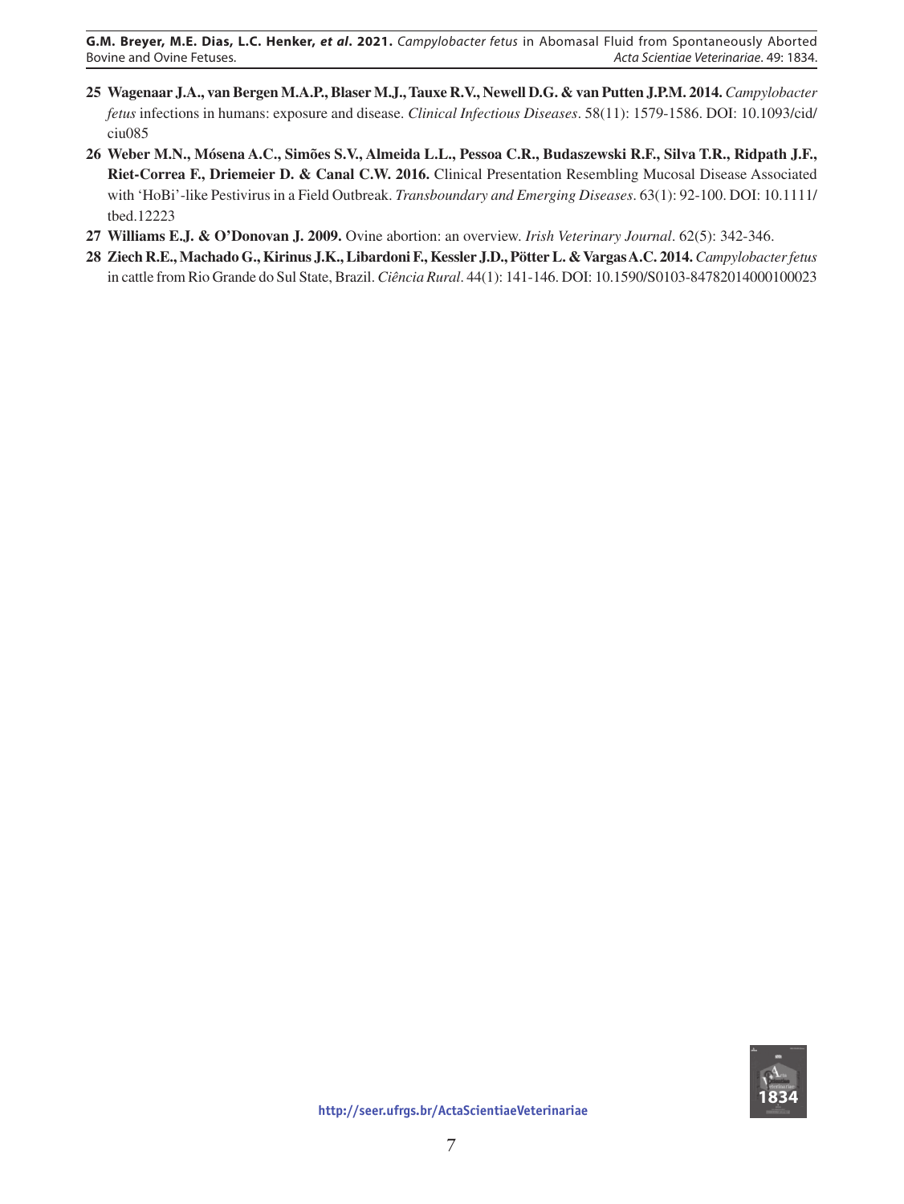25 **Wagenaar J.A., van Bergen M.A.P., Blaser M.J., Tauxe R.V., Newell D.G. & van Putten J.P.M. 2014.** *Campylobacter fetus* infections in humans: exposure and disease. *Clinical Infectious Diseases*. 58(11): 1579-1586. DOI: 10.1093/cid/ciu085

26 **Weber M.N., Mósena A.C., Simões S.V., Almeida L.L., Pessoa C.R., Budaszewski R.F., Silva T.R., Ridpath J.F., Riet-Correa F., Driemeier D. & Canal C.W. 2016.** Clinical Presentation Resembling Mucosal Disease Associated with 'HoBi'-like Pestivirus in a Field Outbreak. *Transboundary and Emerging Diseases*. 63(1): 92-100. DOI: 10.1111/tbed.12223

27 **Williams E.J. & O'Donovan J. 2009.** Ovine abortion: an overview. *Irish Veterinary Journal*. 62(5): 342-346.

28 **Ziech R.E., Machado G., Kirinus J.K., Libardoni F., Kessler J.D., Pötter L. & Vargas A.C. 2014.** *Campylobacter fetus* in cattle from Rio Grande do Sul State, Brazil. *Ciência Rural*. 44(1): 141-146. DOI: 10.1590/S0103-84782014000100023